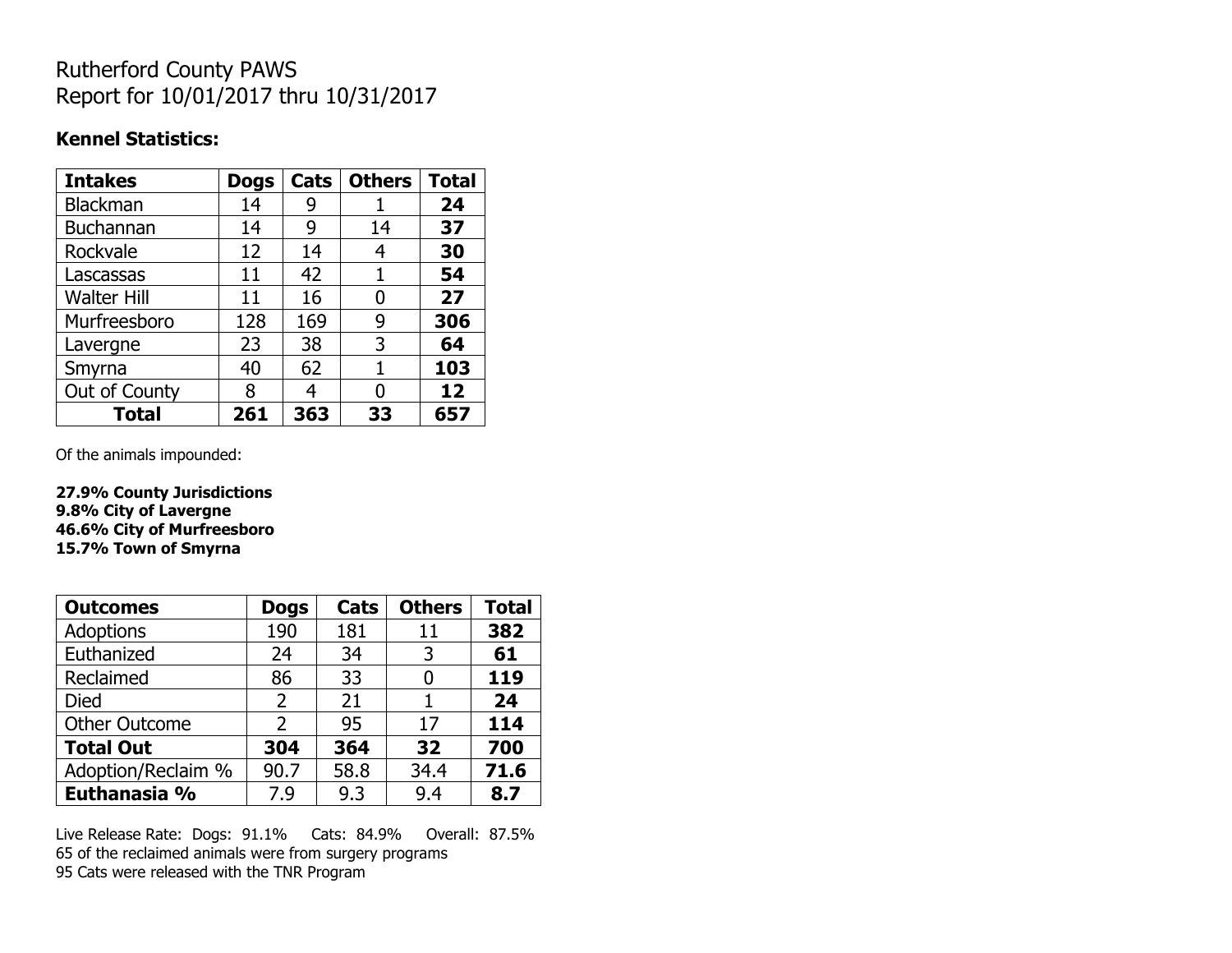# Rutherford County PAWS
Report for 10/01/2017 thru 10/31/2017

**Kennel Statistics:**

| Intakes | Dogs | Cats | Others | Total |
|---|---|---|---|---|
| Blackman | 14 | 9 | 1 | **24** |
| Buchannan | 14 | 9 | 14 | **37** |
| Rockvale | 12 | 14 | 4 | **30** |
| Lascassas | 11 | 42 | 1 | **54** |
| Walter Hill | 11 | 16 | 0 | **27** |
| Murfreesboro | 128 | 169 | 9 | **306** |
| Lavergne | 23 | 38 | 3 | **64** |
| Smyrna | 40 | 62 | 1 | **103** |
| Out of County | 8 | 4 | 0 | **12** |
| **Total** | **261** | **363** | **33** | **657** |

Of the animals impounded:

**27.9% County Jurisdictions**
**9.8% City of Lavergne**
**46.6% City of Murfreesboro**
**15.7% Town of Smyrna**

| Outcomes | Dogs | Cats | Others | Total |
|---|---|---|---|---|
| Adoptions | 190 | 181 | 11 | **382** |
| Euthanized | 24 | 34 | 3 | **61** |
| Reclaimed | 86 | 33 | 0 | **119** |
| Died | 2 | 21 | 1 | **24** |
| Other Outcome | 2 | 95 | 17 | **114** |
| **Total Out** | **304** | **364** | **32** | **700** |
| Adoption/Reclaim % | 90.7 | 58.8 | 34.4 | **71.6** |
| **Euthanasia %** | 7.9 | 9.3 | 9.4 | **8.7** |

Live Release Rate: Dogs: 91.1% Cats: 84.9% Overall: 87.5%
65 of the reclaimed animals were from surgery programs
95 Cats were released with the TNR Program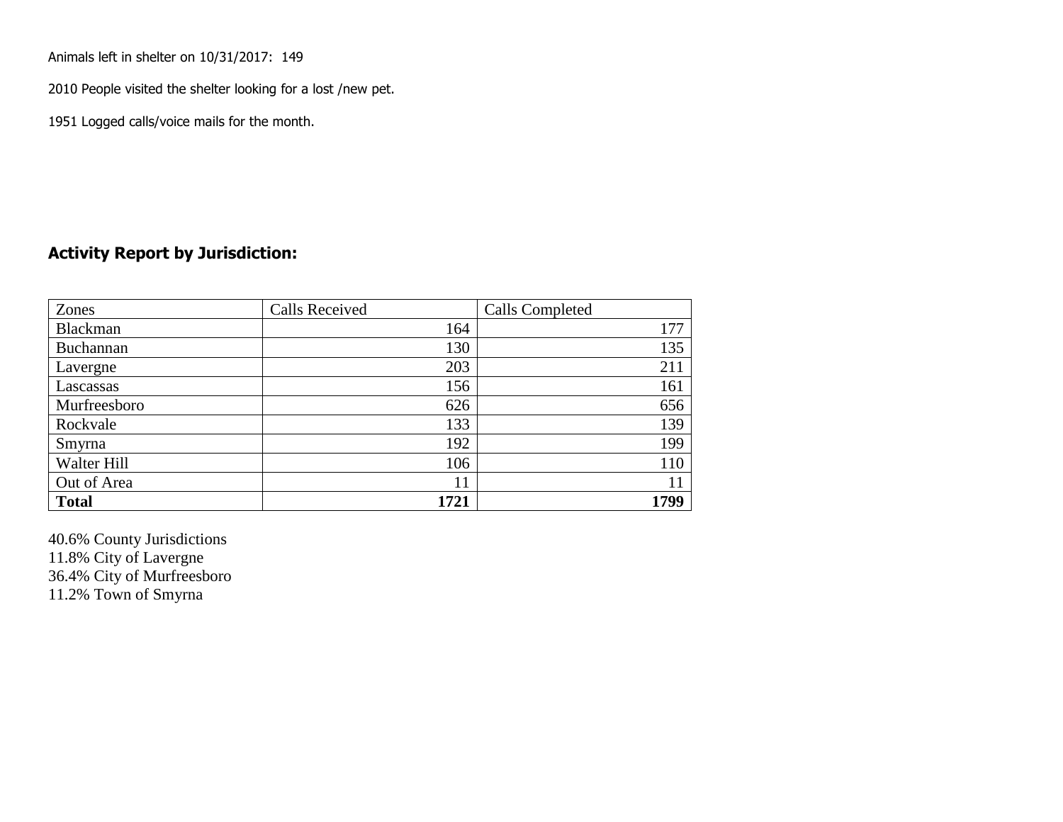Animals left in shelter on 10/31/2017: 149

2010 People visited the shelter looking for a lost /new pet.

1951 Logged calls/voice mails for the month.

## Activity Report by Jurisdiction:

| Zones | Calls Received | Calls Completed |
|---|---|---|
| Blackman | 164 | 177 |
| Buchannan | 130 | 135 |
| Lavergne | 203 | 211 |
| Lascassas | 156 | 161 |
| Murfreesboro | 626 | 656 |
| Rockvale | 133 | 139 |
| Smyrna | 192 | 199 |
| Walter Hill | 106 | 110 |
| Out of Area | 11 | 11 |
| **Total** | **1721** | **1799** |

40.6% County Jurisdictions
11.8% City of Lavergne
36.4% City of Murfreesboro
11.2% Town of Smyrna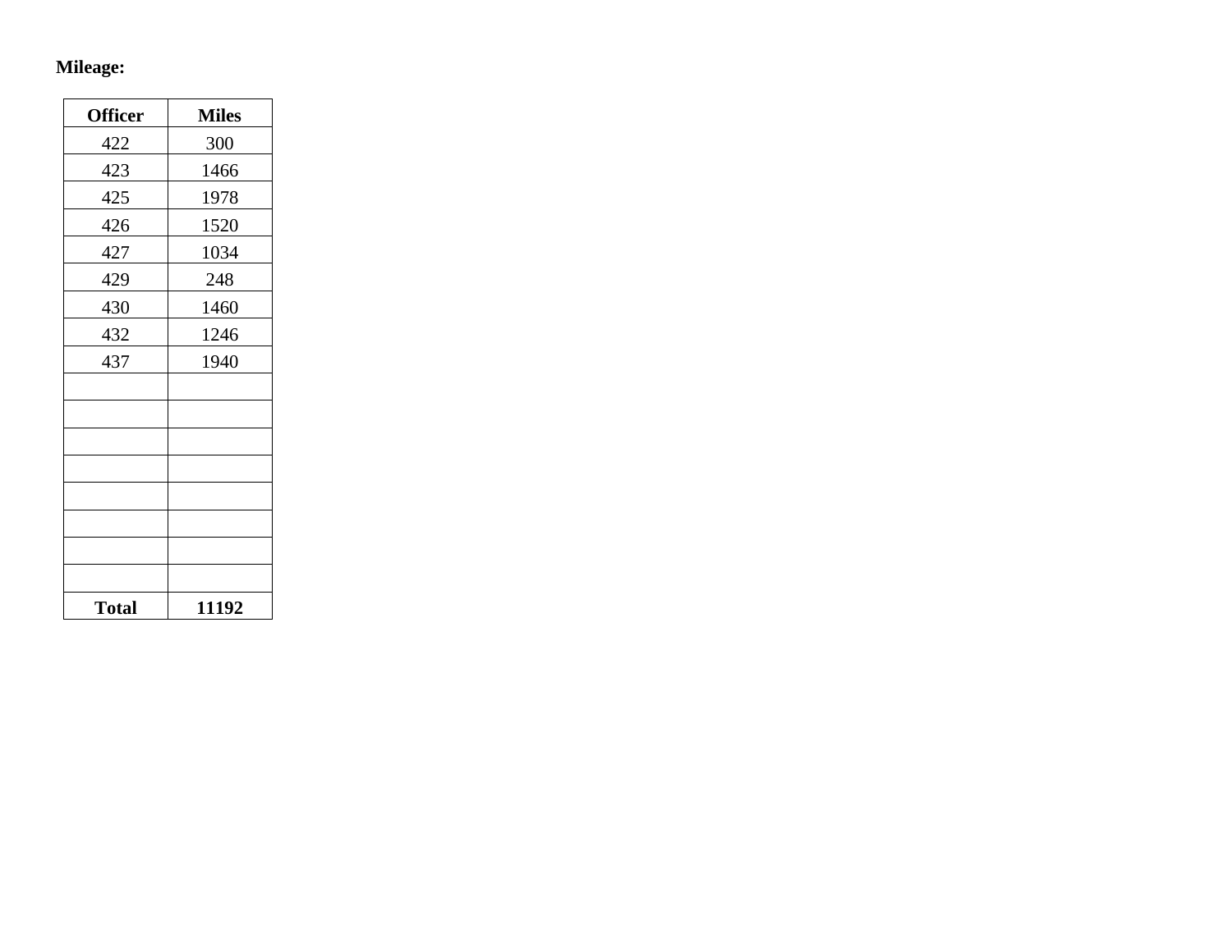**Mileage:**

| Officer | Miles |
| --- | --- |
| 422 | 300 |
| 423 | 1466 |
| 425 | 1978 |
| 426 | 1520 |
| 427 | 1034 |
| 429 | 248 |
| 430 | 1460 |
| 432 | 1246 |
| 437 | 1940 |
| | |
| | |
| | |
| | |
| | |
| | |
| | |
| | |
| **Total** | **11192** |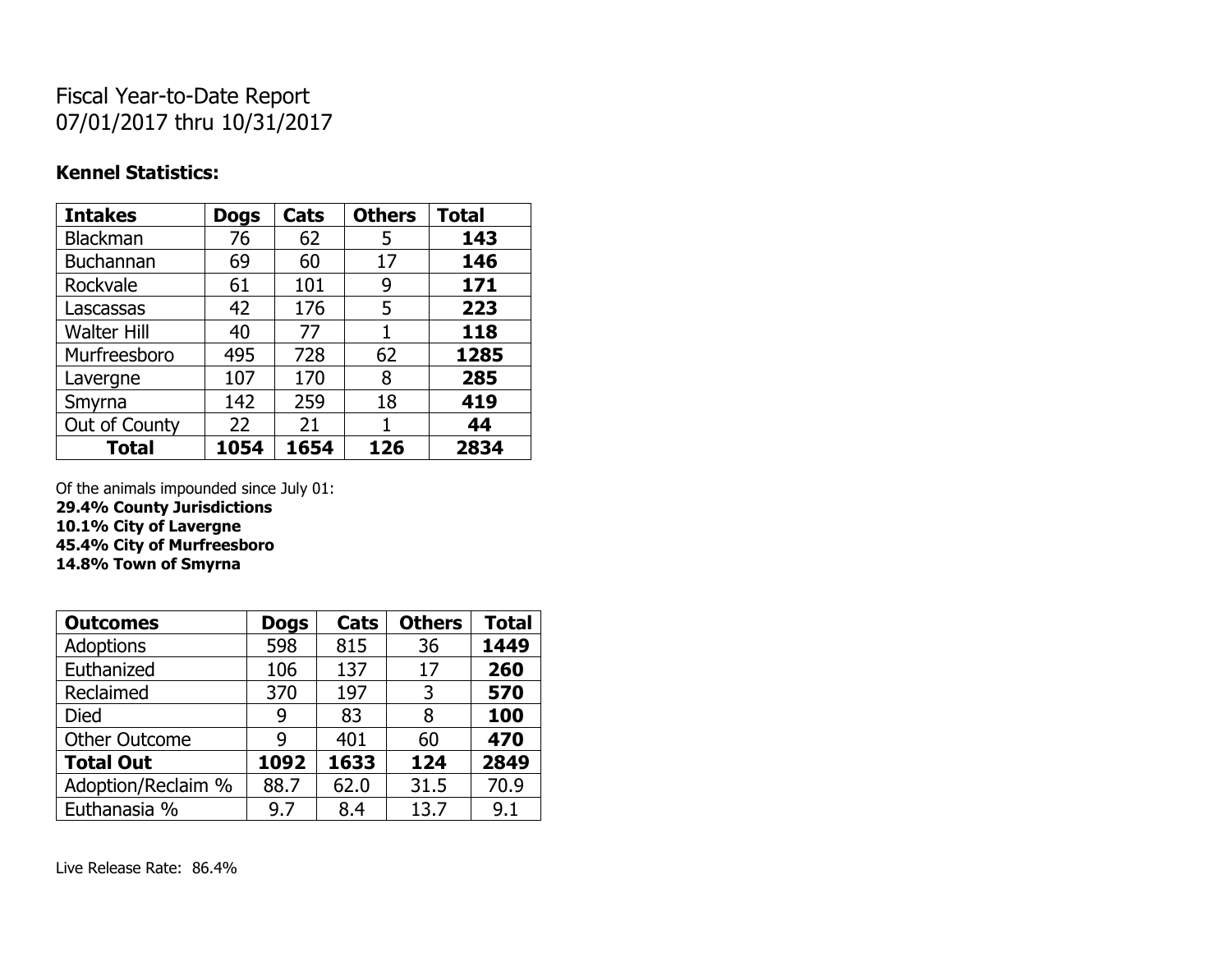# Fiscal Year-to-Date Report
07/01/2017 thru 10/31/2017

**Kennel Statistics:**

| Intakes | Dogs | Cats | Others | Total |
|---|---|---|---|---|
| Blackman | 76 | 62 | 5 | **143** |
| Buchannan | 69 | 60 | 17 | **146** |
| Rockvale | 61 | 101 | 9 | **171** |
| Lascassas | 42 | 176 | 5 | **223** |
| Walter Hill | 40 | 77 | 1 | **118** |
| Murfreesboro | 495 | 728 | 62 | **1285** |
| Lavergne | 107 | 170 | 8 | **285** |
| Smyrna | 142 | 259 | 18 | **419** |
| Out of County | 22 | 21 | 1 | **44** |
| **Total** | **1054** | **1654** | **126** | **2834** |

Of the animals impounded since July 01:
**29.4% County Jurisdictions**
**10.1% City of Lavergne**
**45.4% City of Murfreesboro**
**14.8% Town of Smyrna**

| Outcomes | Dogs | Cats | Others | Total |
|---|---|---|---|---|
| Adoptions | 598 | 815 | 36 | **1449** |
| Euthanized | 106 | 137 | 17 | **260** |
| Reclaimed | 370 | 197 | 3 | **570** |
| Died | 9 | 83 | 8 | **100** |
| Other Outcome | 9 | 401 | 60 | **470** |
| **Total Out** | **1092** | **1633** | **124** | **2849** |
| Adoption/Reclaim % | 88.7 | 62.0 | 31.5 | 70.9 |
| Euthanasia % | 9.7 | 8.4 | 13.7 | 9.1 |

Live Release Rate: 86.4%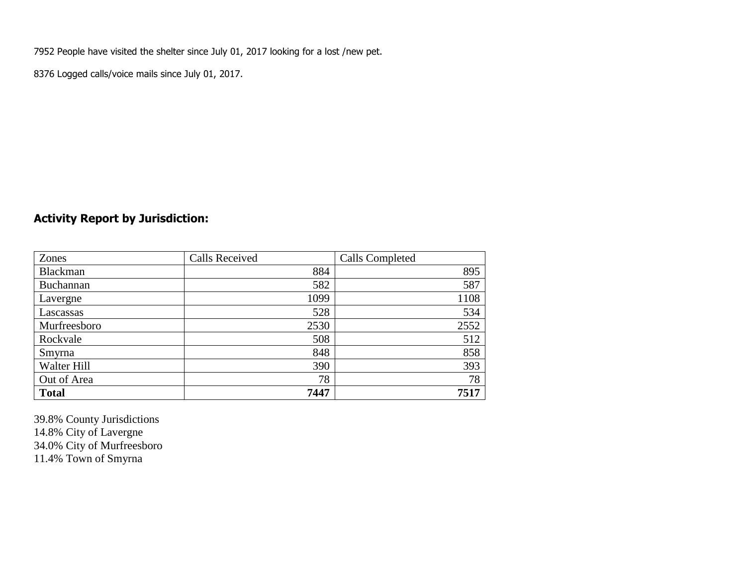7952 People have visited the shelter since July 01, 2017 looking for a lost /new pet.

8376 Logged calls/voice mails since July 01, 2017.

## Activity Report by Jurisdiction:

| Zones | Calls Received | Calls Completed |
|---|---|---|
| Blackman | 884 | 895 |
| Buchannan | 582 | 587 |
| Lavergne | 1099 | 1108 |
| Lascassas | 528 | 534 |
| Murfreesboro | 2530 | 2552 |
| Rockvale | 508 | 512 |
| Smyrna | 848 | 858 |
| Walter Hill | 390 | 393 |
| Out of Area | 78 | 78 |
| **Total** | **7447** | **7517** |

39.8% County Jurisdictions
14.8% City of Lavergne
34.0% City of Murfreesboro
11.4% Town of Smyrna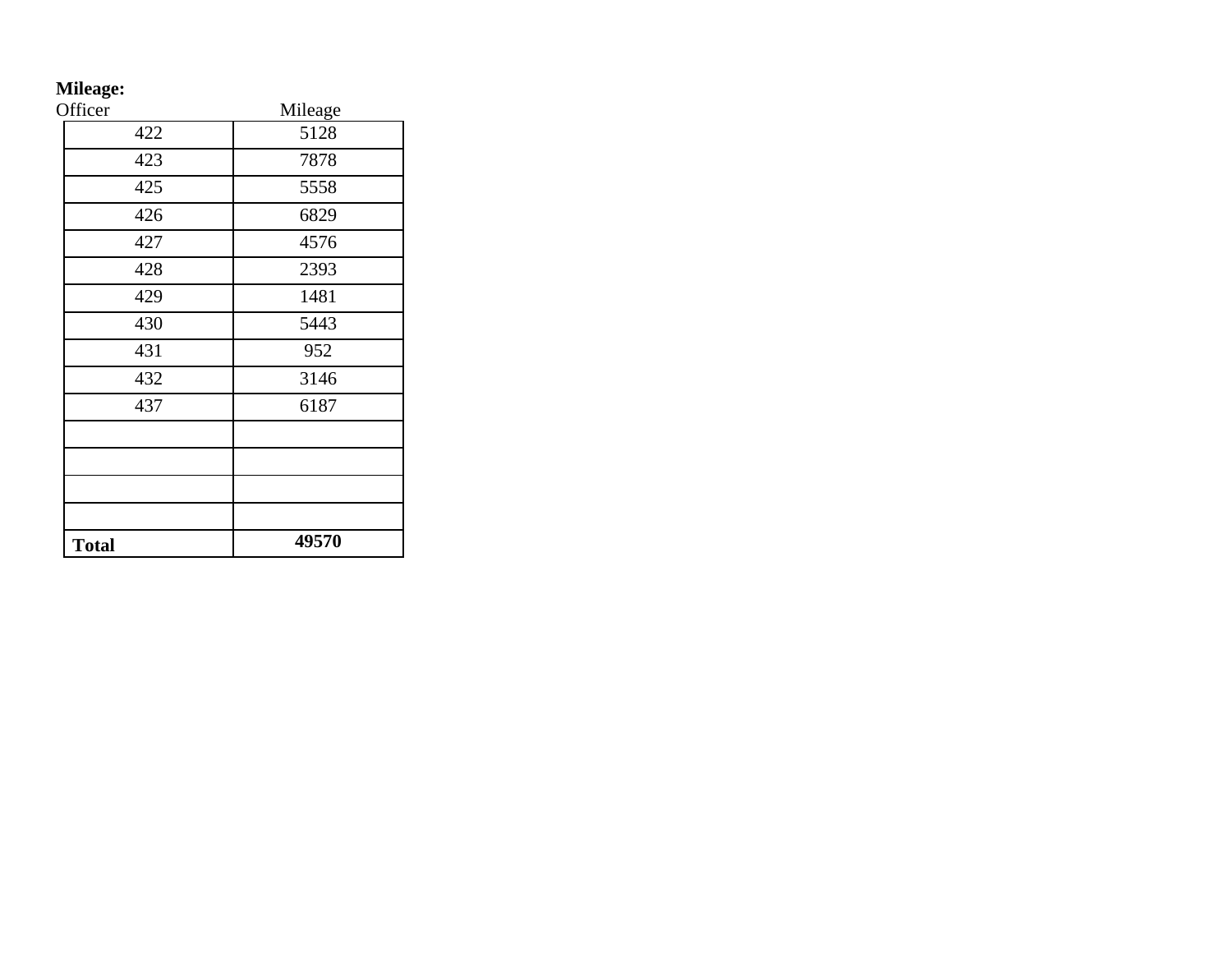**Mileage:**

| Officer | Mileage |
|---|---|
| 422 | 5128 |
| 423 | 7878 |
| 425 | 5558 |
| 426 | 6829 |
| 427 | 4576 |
| 428 | 2393 |
| 429 | 1481 |
| 430 | 5443 |
| 431 | 952 |
| 432 | 3146 |
| 437 | 6187 |
| | |
| | |
| | |
| | |
| **Total** | **49570** |